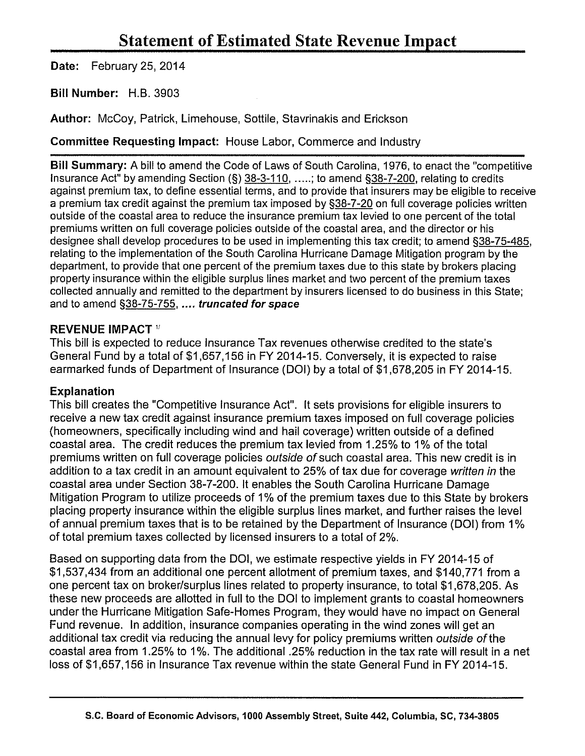# Statement of Estimated State Revenue Impact

**Date:** February 25, 2014

**Bill Number:** H.B. 3903

**Author:** McCoy, Patrick, Limehouse, Sottile, Stavrinakis and Erickson

**Committee Requesting Impact:** House Labor, Commerce and Industry

**Bill Summary:** A bill to amend the Code of Laws of South Carolina, 1976, to enact the "competitive Insurance Act" by amending Section (§) 38-3-110, .....; to amend §38-7-200, relating to credits against premium tax, to define essential terms, and to provide that insurers may be eligible to receive a premium tax credit against the premium tax imposed by §38-7-20 on full coverage policies written outside of the coastal area to reduce the insurance premium tax levied to one percent of the total premiums written on full coverage policies outside of the coastal area, and the director or his designee shall develop procedures to be used in implementing this tax credit; to amend §38-75-485, relating to the implementation of the South Carolina Hurricane Damage Mitigation program by the department, to provide that one percent of the premium taxes due to this state by brokers placing property insurance within the eligible surplus lines market and two percent of the premium taxes collected annually and remitted to the department by insurers licensed to do business in this State; and to amend §38-75-755, **.... *truncated for space***

## REVENUE IMPACT [1/]

This bill is expected to reduce Insurance Tax revenues otherwise credited to the state's General Fund by a total of $1,657,156 in FY 2014-15. Conversely, it is expected to raise earmarked funds of Department of Insurance (DOI) by a total of $1,678,205 in FY 2014-15.

## Explanation

This bill creates the "Competitive Insurance Act". It sets provisions for eligible insurers to receive a new tax credit against insurance premium taxes imposed on full coverage policies (homeowners, specifically including wind and hail coverage) written outside of a defined coastal area. The credit reduces the premium tax levied from 1.25% to 1% of the total premiums written on full coverage policies *outside of* such coastal area. This new credit is in addition to a tax credit in an amount equivalent to 25% of tax due for coverage *written in* the coastal area under Section 38-7-200. It enables the South Carolina Hurricane Damage Mitigation Program to utilize proceeds of 1% of the premium taxes due to this State by brokers placing property insurance within the eligible surplus lines market, and further raises the level of annual premium taxes that is to be retained by the Department of Insurance (DOI) from 1% of total premium taxes collected by licensed insurers to a total of 2%.

Based on supporting data from the DOI, we estimate respective yields in FY 2014-15 of $1,537,434 from an additional one percent allotment of premium taxes, and $140,771 from a one percent tax on broker/surplus lines related to property insurance, to total $1,678,205. As these new proceeds are allotted in full to the DOI to implement grants to coastal homeowners under the Hurricane Mitigation Safe-Homes Program, they would have no impact on General Fund revenue. In addition, insurance companies operating in the wind zones will get an additional tax credit via reducing the annual levy for policy premiums written *outside of* the coastal area from 1.25% to 1%. The additional .25% reduction in the tax rate will result in a net loss of $1,657,156 in Insurance Tax revenue within the state General Fund in FY 2014-15.

**S.C. Board of Economic Advisors, 1000 Assembly Street, Suite 442, Columbia, SC, 734-3805**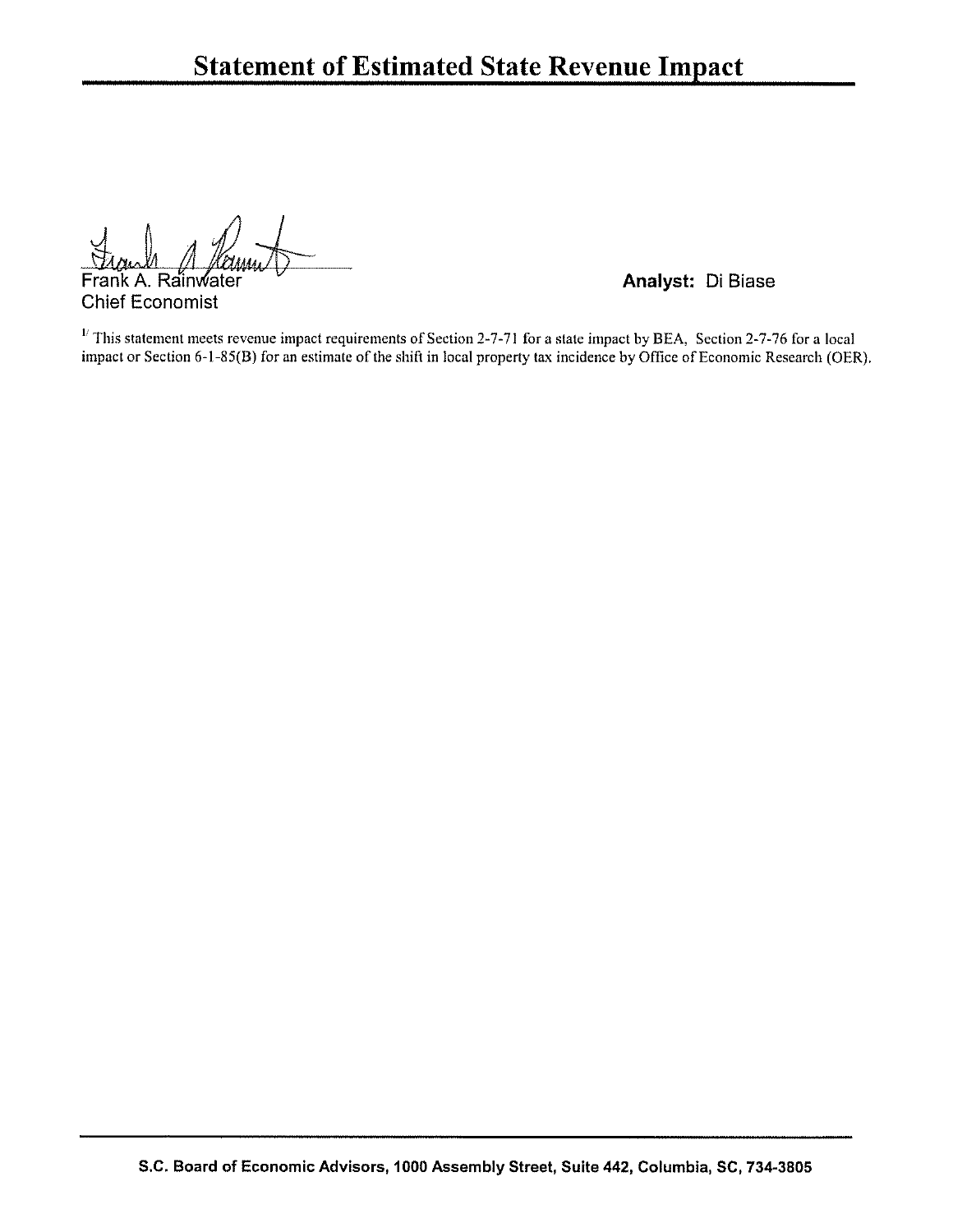# Statement of Estimated State Revenue Impact

Frank A. Rainwater
Chief Economist

**Analyst:** Di Biase

[1] This statement meets revenue impact requirements of Section 2-7-71 for a state impact by BEA, Section 2-7-76 for a local impact or Section 6-1-85(B) for an estimate of the shift in local property tax incidence by Office of Economic Research (OER).

**S.C. Board of Economic Advisors, 1000 Assembly Street, Suite 442, Columbia, SC, 734-3805**